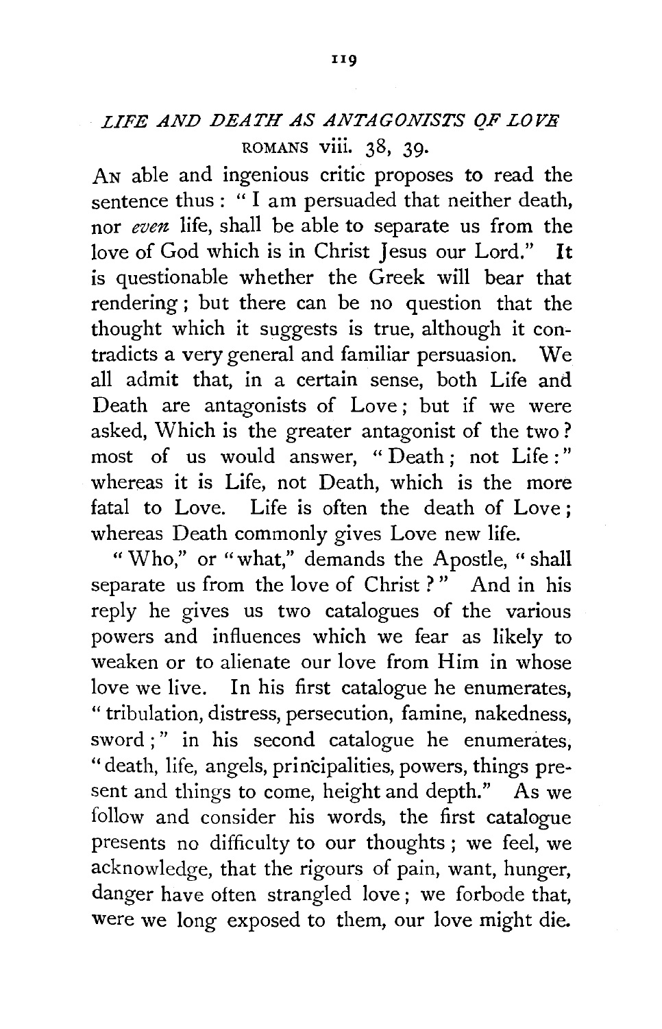## *LIFE AND DEATH AS ANTAGONISTS OF LOVE*

ROMANS viii. 38, 39.

AN able and ingenious critic proposes to read the sentence thus: "I am persuaded that neither death, nor *even* life, shall be able to separate us from the love of God which is in Christ Jesus our Lord." It is questionable whether the Greek will bear that rendering; but there can be no question that the thought which it suggests is true, although it contradicts a very general and familiar persuasion. We all admit that, in a certain sense, both Life and Death are antagonists of Love; but if we were asked, Which is the greater antagonist of the two? most of us would answer, "Death; not Life:" whereas it is Life, not Death, which is the more fatal to Love. Life is often the death of Love; whereas Death commonly gives Love new life.

"Who," or "what," demands the Apostle, "shall separate us from the love of Christ?" And in his reply he gives us two catalogues of the various powers and influences which we fear as likely to weaken or to alienate our love from Him in whose love we live. In his first catalogue he enumerates, "tribulation, distress, persecution, famine, nakedness, sword;" in his second catalogue he enumerates, "death, life, angels, principalities, powers, things present and things to come, height and depth." As we follow and consider his words, the first catalogue presents no difficulty to our thoughts; we feel, we acknowledge, that the rigours of pain, want, hunger, danger have often strangled love; we forbode that, were we long exposed to them, our love might die.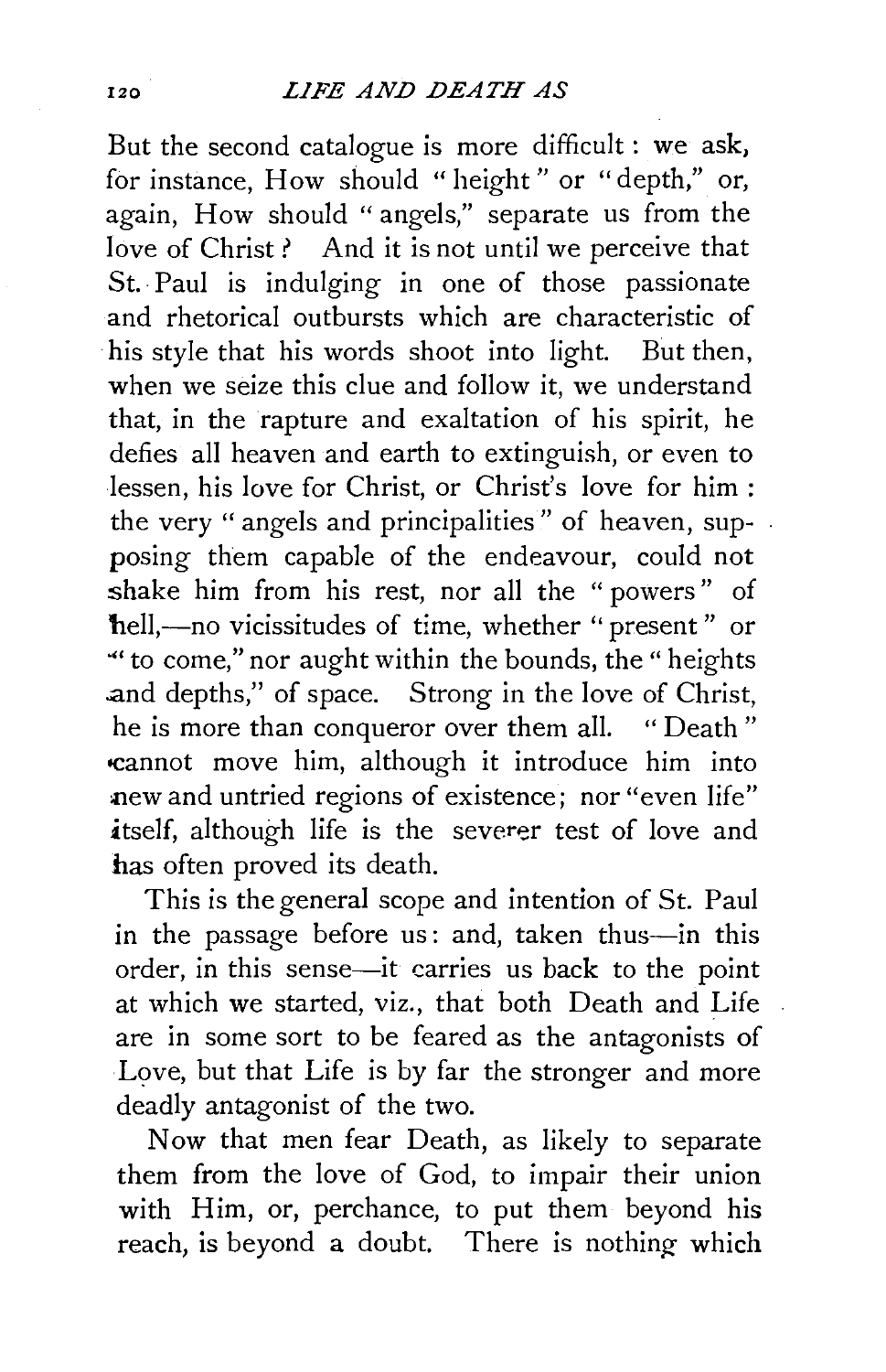But the second catalogue is more difficult: we ask, for instance, How should "height" or "depth," or, again, How should "angels," separate us from the love of Christ? And it is not until we perceive that St. Paul is indulging in one of those passionate and rhetorical outbursts which are characteristic of his style that his words shoot into light. But then, when we seize this clue and follow it, we understand that, in the rapture and exaltation of his spirit, he defies all heaven and earth to extinguish, or even to lessen, his love for Christ, or Christ's love for him: the very "angels and principalities" of heaven, supposing them capable of the endeavour, could not shake him from his rest, nor all the "powers" of hell,—no vicissitudes of time, whether "present" or "to come," nor aught within the bounds, the "heights and depths," of space. Strong in the love of Christ, he is more than conqueror over them all. "Death" cannot move him, although it introduce him into new and untried regions of existence; nor "even life" itself, although life is the severer test of love and has often proved its death.

This is the general scope and intention of St. Paul in the passage before us: and, taken thus—in this order, in this sense—it carries us back to the point at which we started, viz., that both Death and Life are in some sort to be feared as the antagonists of Love, but that Life is by far the stronger and more deadly antagonist of the two.

Now that men fear Death, as likely to separate them from the love of God, to impair their union with Him, or, perchance, to put them beyond his reach, is beyond a doubt. There is nothing which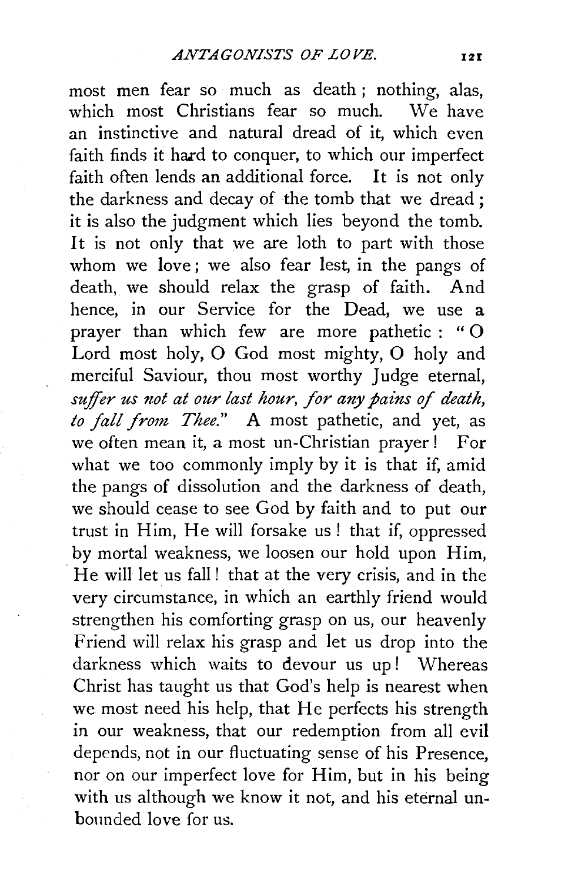most men fear so much as death; nothing, alas, which most Christians fear so much. We have an instinctive and natural dread of it, which even faith finds it hard to conquer, to which our imperfect faith often lends an additional force. It is not only the darkness and decay of the tomb that we dread; it is also the judgment which lies beyond the tomb. It is not only that we are loth to part with those whom we love; we also fear lest, in the pangs of death, we should relax the grasp of faith. And hence, in our Service for the Dead, we use a prayer than which few are more pathetic: "O Lord most holy, O God most mighty, O holy and merciful Saviour, thou most worthy Judge eternal, *suffer us not at our last hour, for any pains of death, to fall from Thee.*" A most pathetic, and yet, as we often mean it, a most un-Christian prayer! For what we too commonly imply by it is that if, amid the pangs of dissolution and the darkness of death, we should cease to see God by faith and to put our trust in Him, He will forsake us! that if, oppressed by mortal weakness, we loosen our hold upon Him, He will let us fall! that at the very crisis, and in the very circumstance, in which an earthly friend would strengthen his comforting grasp on us, our heavenly Friend will relax his grasp and let us drop into the darkness which waits to devour us up! Whereas Christ has taught us that God's help is nearest when we most need his help, that He perfects his strength in our weakness, that our redemption from all evil depends, not in our fluctuating sense of his Presence, nor on our imperfect love for Him, but in his being with us although we know it not, and his eternal unbounded love for us.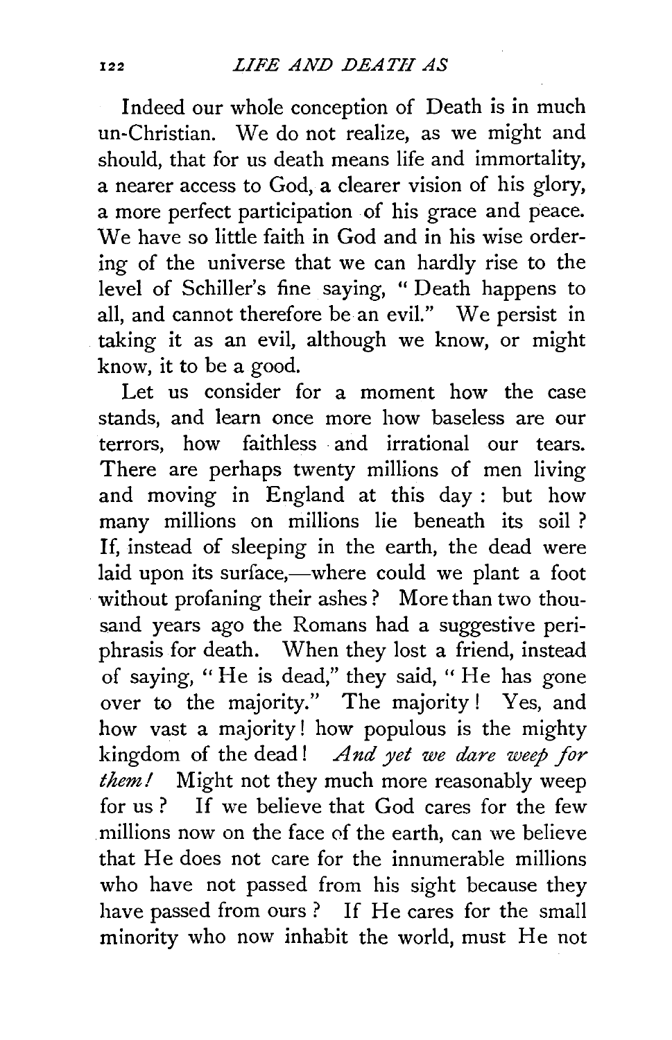Indeed our whole conception of Death is in much un-Christian. We do not realize, as we might and should, that for us death means life and immortality, a nearer access to God, a clearer vision of his glory, a more perfect participation of his grace and peace. We have so little faith in God and in his wise ordering of the universe that we can hardly rise to the level of Schiller's fine saying, "Death happens to all, and cannot therefore be an evil." We persist in taking it as an evil, although we know, or might know, it to be a good.

Let us consider for a moment how the case stands, and learn once more how baseless are our terrors, how faithless and irrational our tears. There are perhaps twenty millions of men living and moving in England at this day: but how many millions on millions lie beneath its soil? If, instead of sleeping in the earth, the dead were laid upon its surface,—where could we plant a foot without profaning their ashes? More than two thousand years ago the Romans had a suggestive periphrasis for death. When they lost a friend, instead of saying, "He is dead," they said, "He has gone over to the majority." The majority! Yes, and how vast a majority! how populous is the mighty kingdom of the dead! *And yet we dare weep for them!* Might not they much more reasonably weep for us? If we believe that God cares for the few millions now on the face of the earth, can we believe that He does not care for the innumerable millions who have not passed from his sight because they have passed from ours? If He cares for the small minority who now inhabit the world, must He not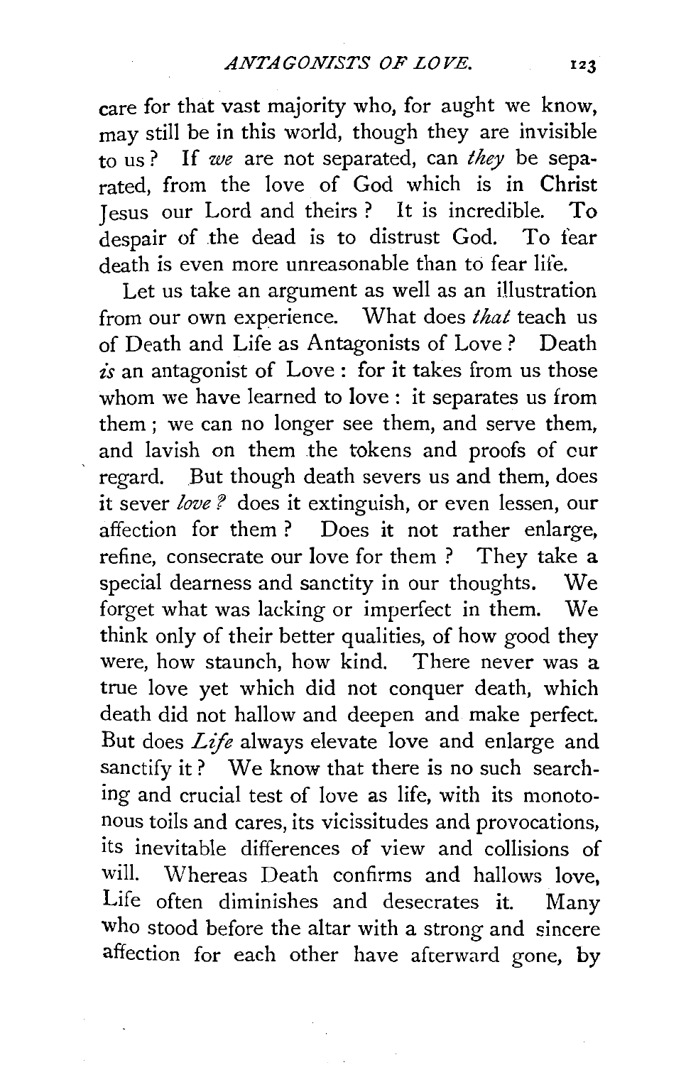care for that vast majority who, for aught we know, may still be in this world, though they are invisible to us? If *we* are not separated, can *they* be separated, from the love of God which is in Christ Jesus our Lord and theirs? It is incredible. To despair of the dead is to distrust God. To fear death is even more unreasonable than to fear life.

Let us take an argument as well as an illustration from our own experience. What does *that* teach us of Death and Life as Antagonists of Love? Death *is* an antagonist of Love: for it takes from us those whom we have learned to love: it separates us from them; we can no longer see them, and serve them, and lavish on them the tokens and proofs of our regard. But though death severs us and them, does it sever *love?* does it extinguish, or even lessen, our affection for them? Does it not rather enlarge, refine, consecrate our love for them? They take a special dearness and sanctity in our thoughts. We forget what was lacking or imperfect in them. We think only of their better qualities, of how good they were, how staunch, how kind. There never was a true love yet which did not conquer death, which death did not hallow and deepen and make perfect. But does *Life* always elevate love and enlarge and sanctify it? We know that there is no such searching and crucial test of love as life, with its monotonous toils and cares, its vicissitudes and provocations, its inevitable differences of view and collisions of will. Whereas Death confirms and hallows love, Life often diminishes and desecrates it. Many who stood before the altar with a strong and sincere affection for each other have afterward gone, by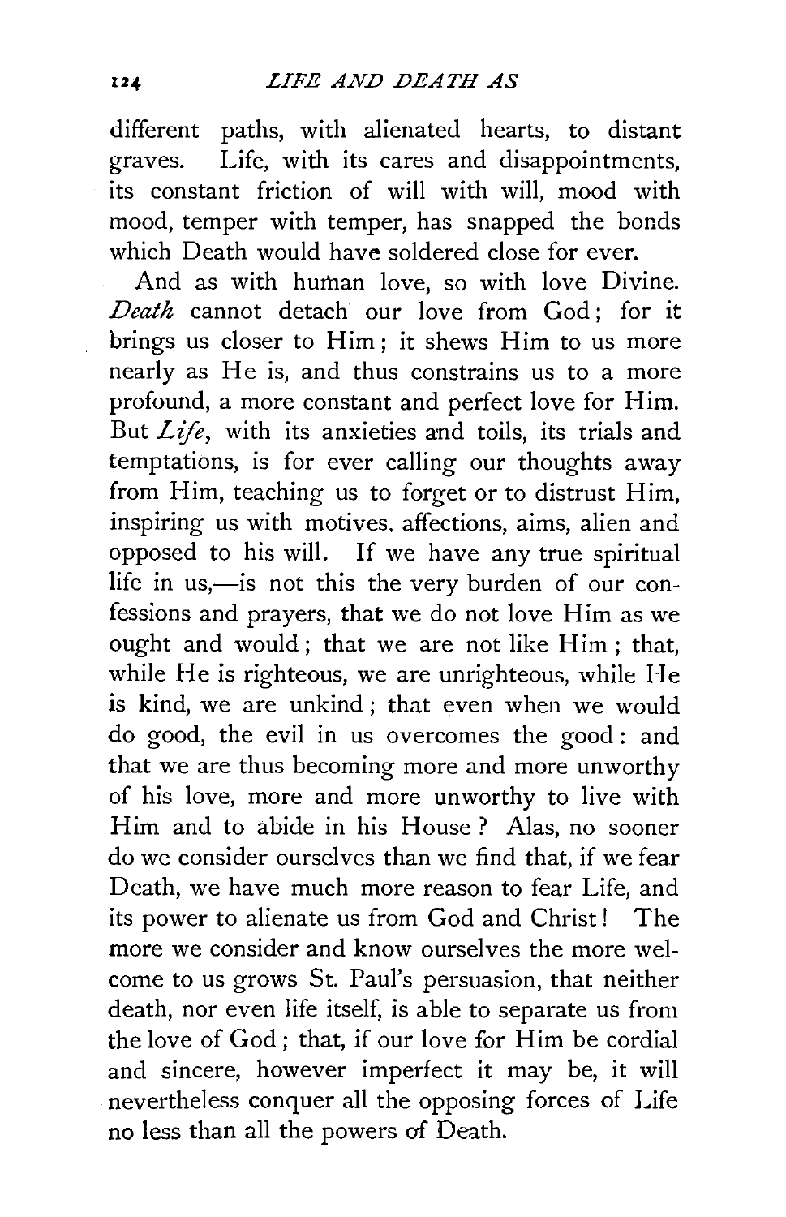different paths, with alienated hearts, to distant graves. Life, with its cares and disappointments, its constant friction of will with will, mood with mood, temper with temper, has snapped the bonds which Death would have soldered close for ever.

And as with human love, so with love Divine. *Death* cannot detach our love from God; for it brings us closer to Him; it shews Him to us more nearly as He is, and thus constrains us to a more profound, a more constant and perfect love for Him. But *Life*, with its anxieties and toils, its trials and temptations, is for ever calling our thoughts away from Him, teaching us to forget or to distrust Him, inspiring us with motives, affections, aims, alien and opposed to his will. If we have any true spiritual life in us,—is not this the very burden of our confessions and prayers, that we do not love Him as we ought and would; that we are not like Him; that, while He is righteous, we are unrighteous, while He is kind, we are unkind; that even when we would do good, the evil in us overcomes the good: and that we are thus becoming more and more unworthy of his love, more and more unworthy to live with Him and to abide in his House? Alas, no sooner do we consider ourselves than we find that, if we fear Death, we have much more reason to fear Life, and its power to alienate us from God and Christ! The more we consider and know ourselves the more welcome to us grows St. Paul's persuasion, that neither death, nor even life itself, is able to separate us from the love of God; that, if our love for Him be cordial and sincere, however imperfect it may be, it will nevertheless conquer all the opposing forces of Life no less than all the powers of Death.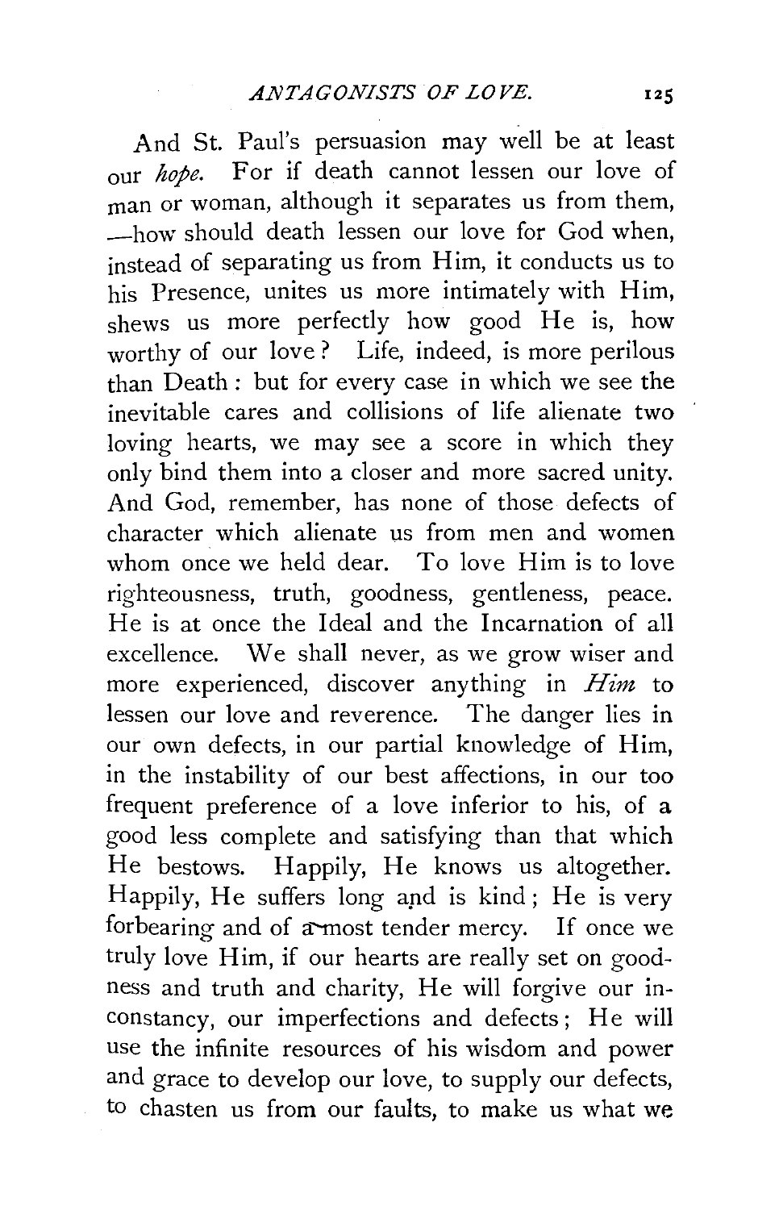And St. Paul's persuasion may well be at least our *hope*. For if death cannot lessen our love of man or woman, although it separates us from them, —how should death lessen our love for God when, instead of separating us from Him, it conducts us to his Presence, unites us more intimately with Him, shews us more perfectly how good He is, how worthy of our love? Life, indeed, is more perilous than Death: but for every case in which we see the inevitable cares and collisions of life alienate two loving hearts, we may see a score in which they only bind them into a closer and more sacred unity. And God, remember, has none of those defects of character which alienate us from men and women whom once we held dear. To love Him is to love righteousness, truth, goodness, gentleness, peace. He is at once the Ideal and the Incarnation of all excellence. We shall never, as we grow wiser and more experienced, discover anything in *Him* to lessen our love and reverence. The danger lies in our own defects, in our partial knowledge of Him, in the instability of our best affections, in our too frequent preference of a love inferior to his, of a good less complete and satisfying than that which He bestows. Happily, He knows us altogether. Happily, He suffers long and is kind; He is very forbearing and of a most tender mercy. If once we truly love Him, if our hearts are really set on goodness and truth and charity, He will forgive our inconstancy, our imperfections and defects; He will use the infinite resources of his wisdom and power and grace to develop our love, to supply our defects, to chasten us from our faults, to make us what we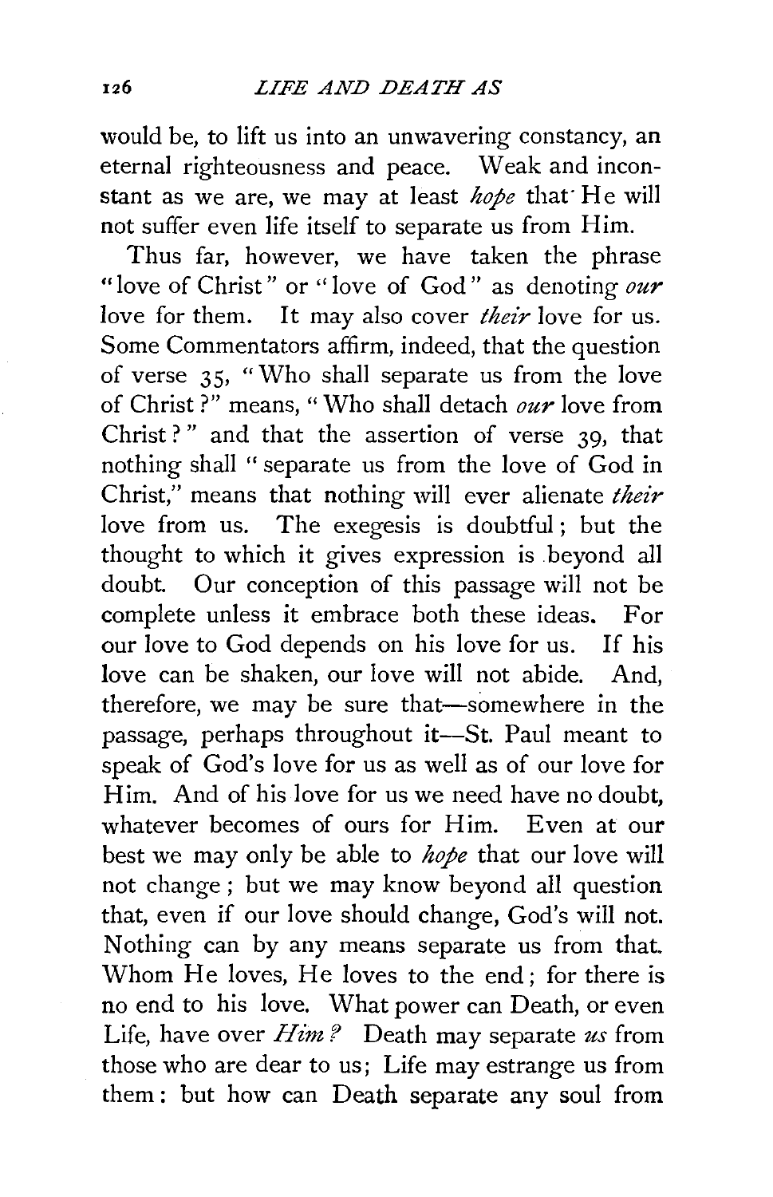would be, to lift us into an unwavering constancy, an eternal righteousness and peace. Weak and inconstant as we are, we may at least *hope* that He will not suffer even life itself to separate us from Him.

Thus far, however, we have taken the phrase "love of Christ" or "love of God" as denoting *our* love for them. It may also cover *their* love for us. Some Commentators affirm, indeed, that the question of verse 35, "Who shall separate us from the love of Christ?" means, "Who shall detach *our* love from Christ?" and that the assertion of verse 39, that nothing shall "separate us from the love of God in Christ," means that nothing will ever alienate *their* love from us. The exegesis is doubtful; but the thought to which it gives expression is beyond all doubt. Our conception of this passage will not be complete unless it embrace both these ideas. For our love to God depends on his love for us. If his love can be shaken, our love will not abide. And, therefore, we may be sure that—somewhere in the passage, perhaps throughout it—St. Paul meant to speak of God's love for us as well as of our love for Him. And of his love for us we need have no doubt, whatever becomes of ours for Him. Even at our best we may only be able to *hope* that our love will not change; but we may know beyond all question that, even if our love should change, God's will not. Nothing can by any means separate us from that. Whom He loves, He loves to the end; for there is no end to his love. What power can Death, or even Life, have over *Him?* Death may separate *us* from those who are dear to us; Life may estrange us from them: but how can Death separate any soul from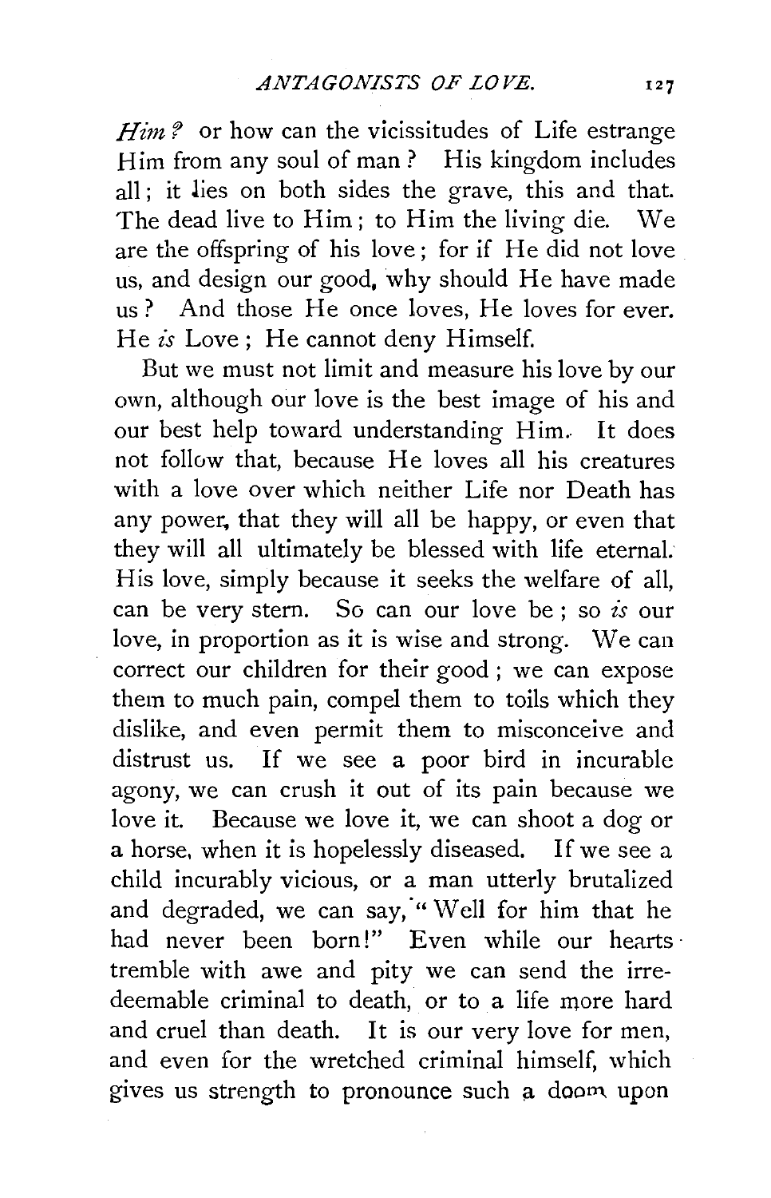*Him?* or how can the vicissitudes of Life estrange Him from any soul of man? His kingdom includes all; it lies on both sides the grave, this and that. The dead live to Him; to Him the living die. We are the offspring of his love; for if He did not love us, and design our good, why should He have made us? And those He once loves, He loves for ever. He *is* Love; He cannot deny Himself.

But we must not limit and measure his love by our own, although our love is the best image of his and our best help toward understanding Him. It does not follow that, because He loves all his creatures with a love over which neither Life nor Death has any power, that they will all be happy, or even that they will all ultimately be blessed with life eternal. His love, simply because it seeks the welfare of all, can be very stern. So can our love be; so *is* our love, in proportion as it is wise and strong. We can correct our children for their good; we can expose them to much pain, compel them to toils which they dislike, and even permit them to misconceive and distrust us. If we see a poor bird in incurable agony, we can crush it out of its pain because we love it. Because we love it, we can shoot a dog or a horse, when it is hopelessly diseased. If we see a child incurably vicious, or a man utterly brutalized and degraded, we can say, "Well for him that he had never been born!" Even while our hearts tremble with awe and pity we can send the irredeemable criminal to death, or to a life more hard and cruel than death. It is our very love for men, and even for the wretched criminal himself, which gives us strength to pronounce such a doom upon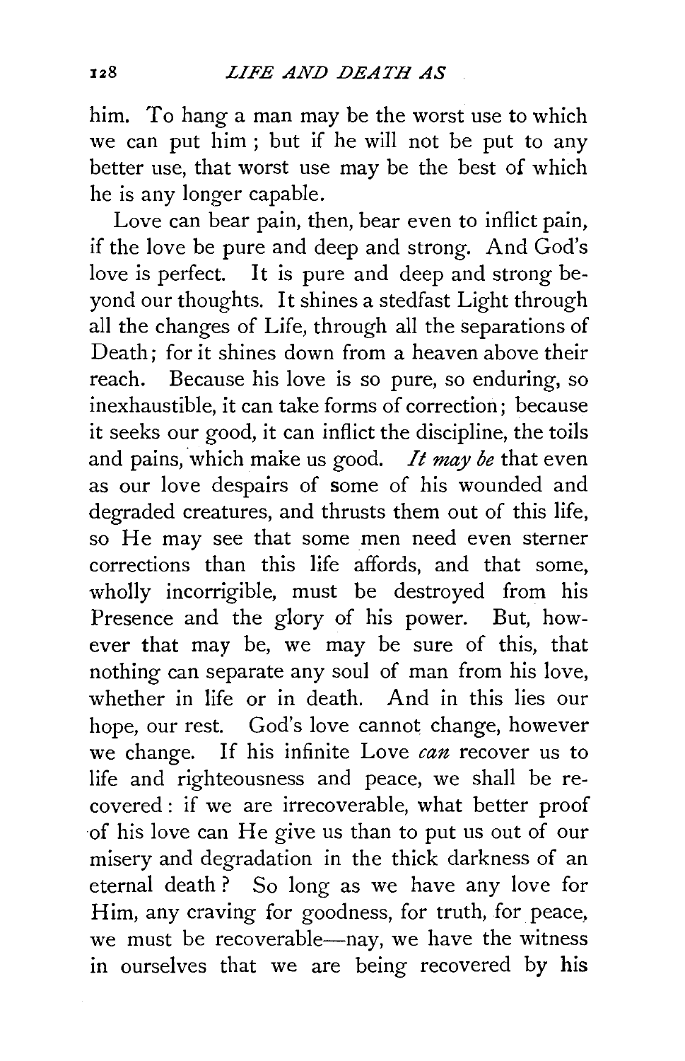him. To hang a man may be the worst use to which we can put him; but if he will not be put to any better use, that worst use may be the best of which he is any longer capable.

Love can bear pain, then, bear even to inflict pain, if the love be pure and deep and strong. And God's love is perfect. It is pure and deep and strong beyond our thoughts. It shines a stedfast Light through all the changes of Life, through all the separations of Death; for it shines down from a heaven above their reach. Because his love is so pure, so enduring, so inexhaustible, it can take forms of correction; because it seeks our good, it can inflict the discipline, the toils and pains, which make us good. *It may be* that even as our love despairs of some of his wounded and degraded creatures, and thrusts them out of this life, so He may see that some men need even sterner corrections than this life affords, and that some, wholly incorrigible, must be destroyed from his Presence and the glory of his power. But, however that may be, we may be sure of this, that nothing can separate any soul of man from his love, whether in life or in death. And in this lies our hope, our rest. God's love cannot change, however we change. If his infinite Love *can* recover us to life and righteousness and peace, we shall be recovered: if we are irrecoverable, what better proof of his love can He give us than to put us out of our misery and degradation in the thick darkness of an eternal death? So long as we have any love for Him, any craving for goodness, for truth, for peace, we must be recoverable—nay, we have the witness in ourselves that we are being recovered by his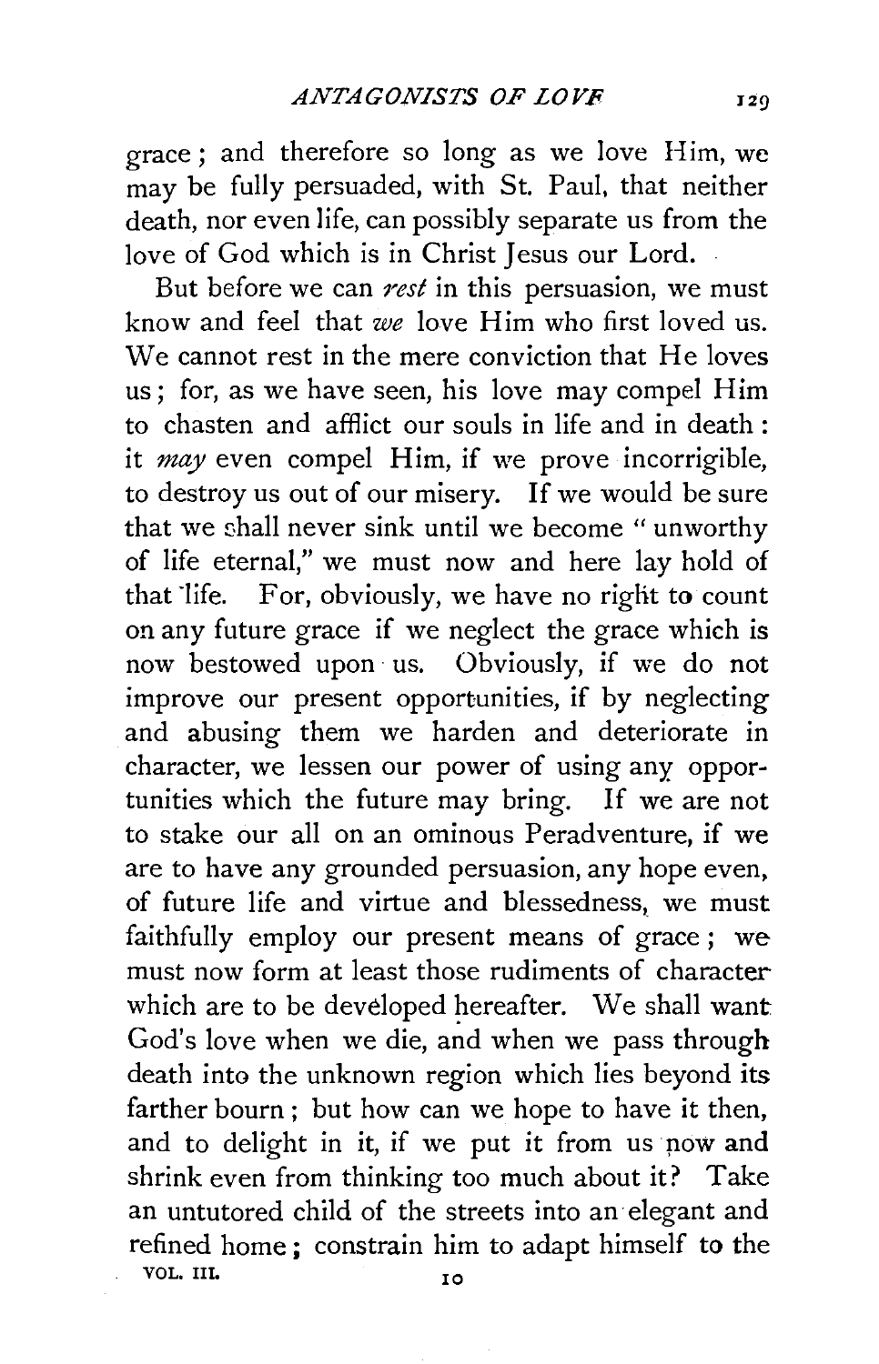grace; and therefore so long as we love Him, we may be fully persuaded, with St. Paul, that neither death, nor even life, can possibly separate us from the love of God which is in Christ Jesus our Lord.

But before we can *rest* in this persuasion, we must know and feel that *we* love Him who first loved us. We cannot rest in the mere conviction that He loves us; for, as we have seen, his love may compel Him to chasten and afflict our souls in life and in death: it *may* even compel Him, if we prove incorrigible, to destroy us out of our misery. If we would be sure that we shall never sink until we become "unworthy of life eternal," we must now and here lay hold of that life. For, obviously, we have no right to count on any future grace if we neglect the grace which is now bestowed upon us. Obviously, if we do not improve our present opportunities, if by neglecting and abusing them we harden and deteriorate in character, we lessen our power of using any opportunities which the future may bring. If we are not to stake our all on an ominous Peradventure, if we are to have any grounded persuasion, any hope even, of future life and virtue and blessedness, we must faithfully employ our present means of grace; we must now form at least those rudiments of character which are to be developed hereafter. We shall want God's love when we die, and when we pass through death into the unknown region which lies beyond its farther bourn; but how can we hope to have it then, and to delight in it, if we put it from us now and shrink even from thinking too much about it? Take an untutored child of the streets into an elegant and refined home; constrain him to adapt himself to the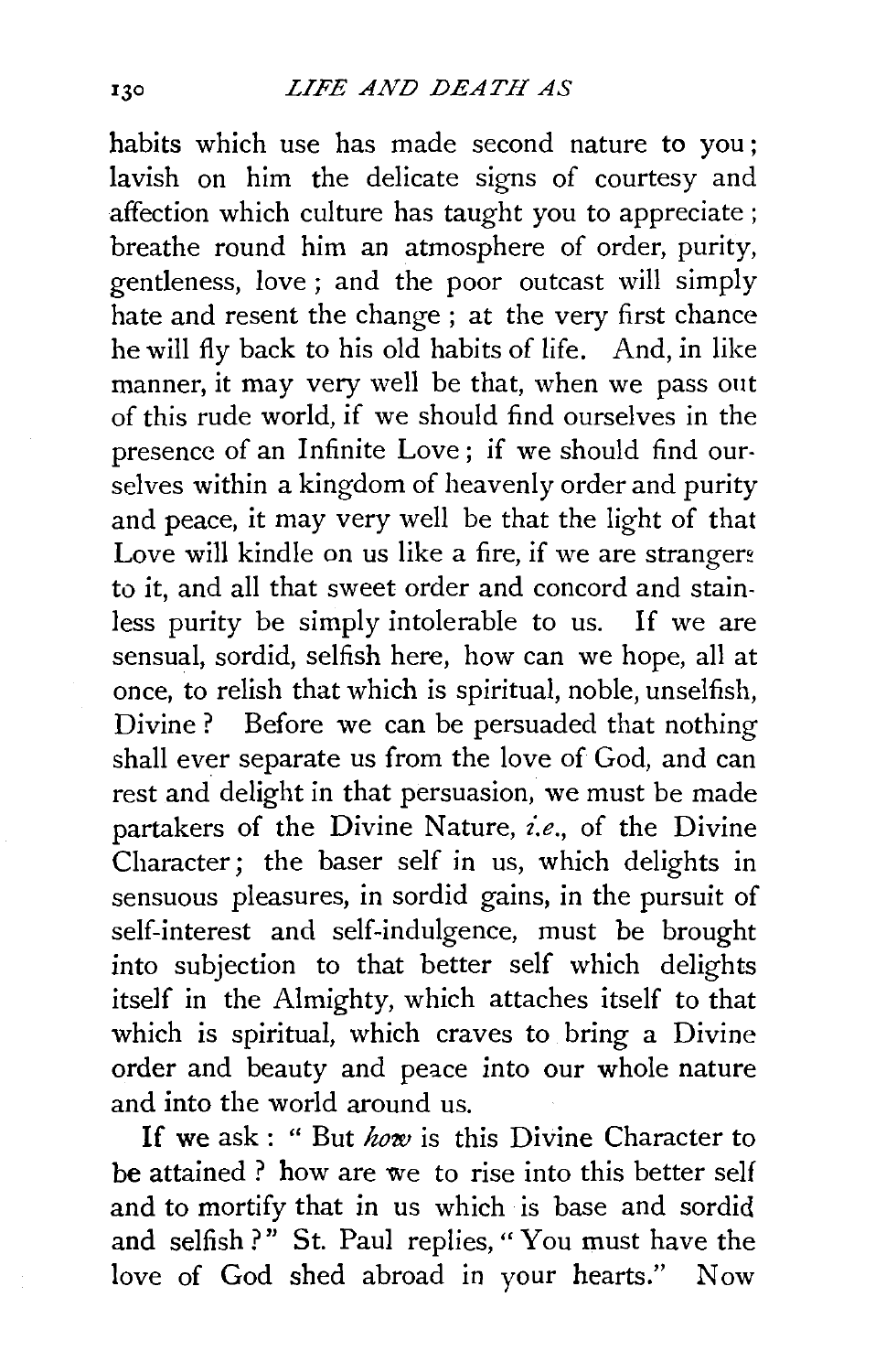habits which use has made second nature to you; lavish on him the delicate signs of courtesy and affection which culture has taught you to appreciate; breathe round him an atmosphere of order, purity, gentleness, love; and the poor outcast will simply hate and resent the change; at the very first chance he will fly back to his old habits of life. And, in like manner, it may very well be that, when we pass out of this rude world, if we should find ourselves in the presence of an Infinite Love; if we should find ourselves within a kingdom of heavenly order and purity and peace, it may very well be that the light of that Love will kindle on us like a fire, if we are strangers to it, and all that sweet order and concord and stainless purity be simply intolerable to us. If we are sensual, sordid, selfish here, how can we hope, all at once, to relish that which is spiritual, noble, unselfish, Divine? Before we can be persuaded that nothing shall ever separate us from the love of God, and can rest and delight in that persuasion, we must be made partakers of the Divine Nature, *i.e.*, of the Divine Character; the baser self in us, which delights in sensuous pleasures, in sordid gains, in the pursuit of self-interest and self-indulgence, must be brought into subjection to that better self which delights itself in the Almighty, which attaches itself to that which is spiritual, which craves to bring a Divine order and beauty and peace into our whole nature and into the world around us.

If we ask: "But *how* is this Divine Character to be attained? how are we to rise into this better self and to mortify that in us which is base and sordid and selfish?" St. Paul replies, "You must have the love of God shed abroad in your hearts." Now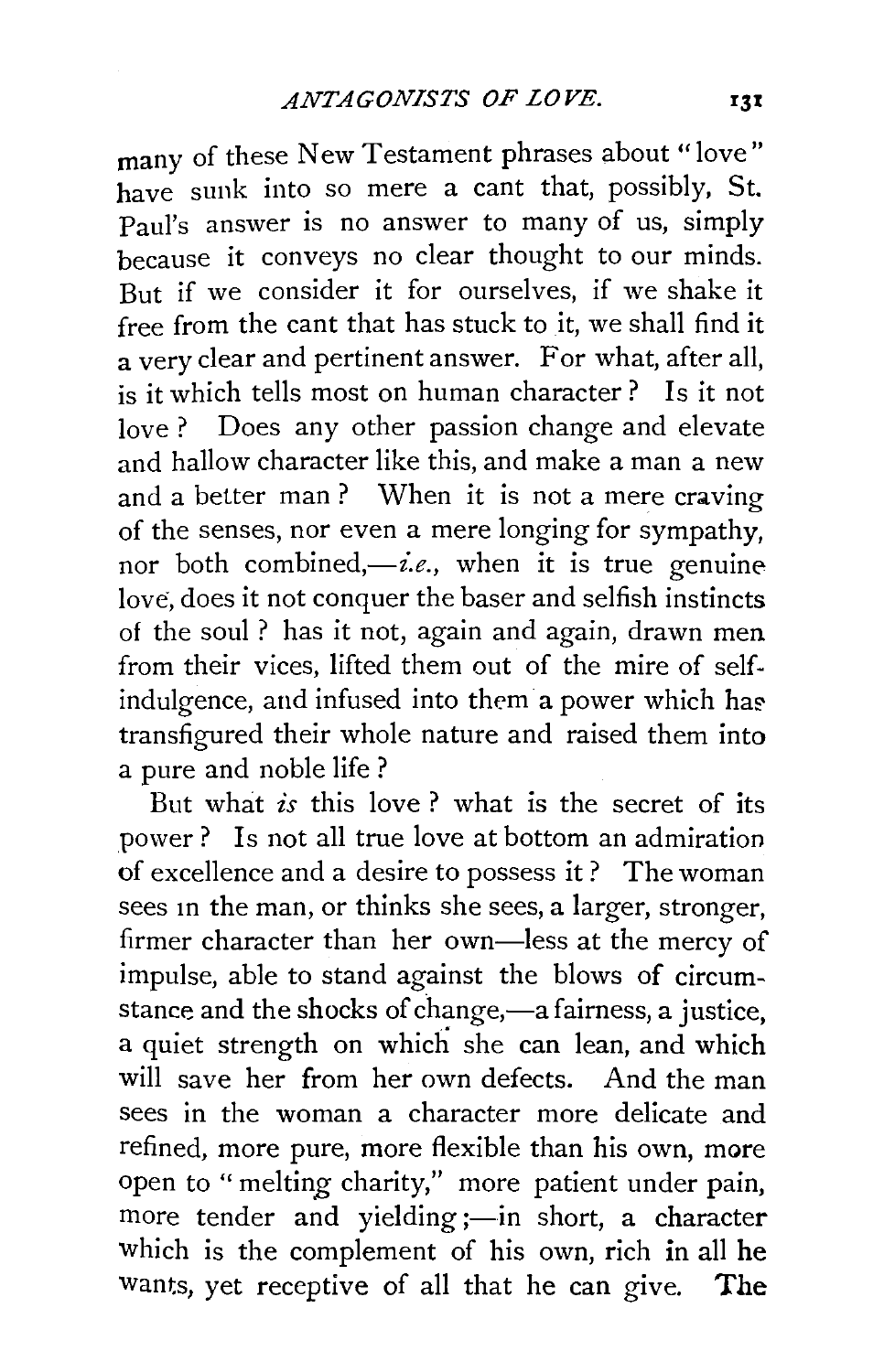many of these New Testament phrases about "love" have sunk into so mere a cant that, possibly, St. Paul's answer is no answer to many of us, simply because it conveys no clear thought to our minds. But if we consider it for ourselves, if we shake it free from the cant that has stuck to it, we shall find it a very clear and pertinent answer. For what, after all, is it which tells most on human character? Is it not love? Does any other passion change and elevate and hallow character like this, and make a man a new and a better man? When it is not a mere craving of the senses, nor even a mere longing for sympathy, nor both combined,—*i.e.*, when it is true genuine love, does it not conquer the baser and selfish instincts of the soul? has it not, again and again, drawn men from their vices, lifted them out of the mire of self-indulgence, and infused into them a power which has transfigured their whole nature and raised them into a pure and noble life?

But what *is* this love? what is the secret of its power? Is not all true love at bottom an admiration of excellence and a desire to possess it? The woman sees in the man, or thinks she sees, a larger, stronger, firmer character than her own—less at the mercy of impulse, able to stand against the blows of circumstance and the shocks of change,—a fairness, a justice, a quiet strength on which she can lean, and which will save her from her own defects. And the man sees in the woman a character more delicate and refined, more pure, more flexible than his own, more open to "melting charity," more patient under pain, more tender and yielding;—in short, a character which is the complement of his own, rich in all he wants, yet receptive of all that he can give. The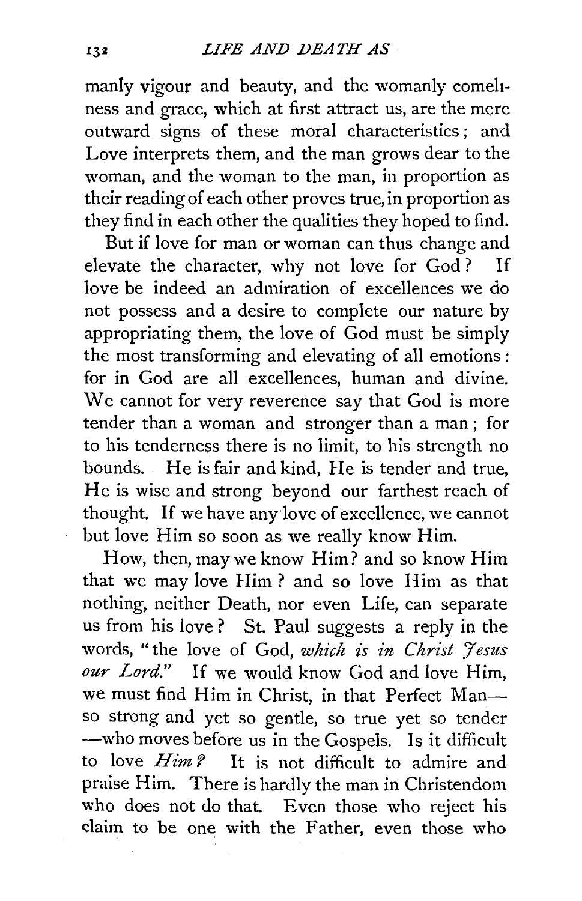manly vigour and beauty, and the womanly comeliness and grace, which at first attract us, are the mere outward signs of these moral characteristics; and Love interprets them, and the man grows dear to the woman, and the woman to the man, in proportion as their reading of each other proves true, in proportion as they find in each other the qualities they hoped to find.

But if love for man or woman can thus change and elevate the character, why not love for God? If love be indeed an admiration of excellences we do not possess and a desire to complete our nature by appropriating them, the love of God must be simply the most transforming and elevating of all emotions: for in God are all excellences, human and divine. We cannot for very reverence say that God is more tender than a woman and stronger than a man; for to his tenderness there is no limit, to his strength no bounds. He is fair and kind, He is tender and true, He is wise and strong beyond our farthest reach of thought. If we have any love of excellence, we cannot but love Him so soon as we really know Him.

How, then, may we know Him? and so know Him that we may love Him? and so love Him as that nothing, neither Death, nor even Life, can separate us from his love? St. Paul suggests a reply in the words, "the love of God, *which is in Christ Jesus our Lord.*" If we would know God and love Him, we must find Him in Christ, in that Perfect Man—so strong and yet so gentle, so true yet so tender—who moves before us in the Gospels. Is it difficult to love *Him?* It is not difficult to admire and praise Him. There is hardly the man in Christendom who does not do that. Even those who reject his claim to be one with the Father, even those who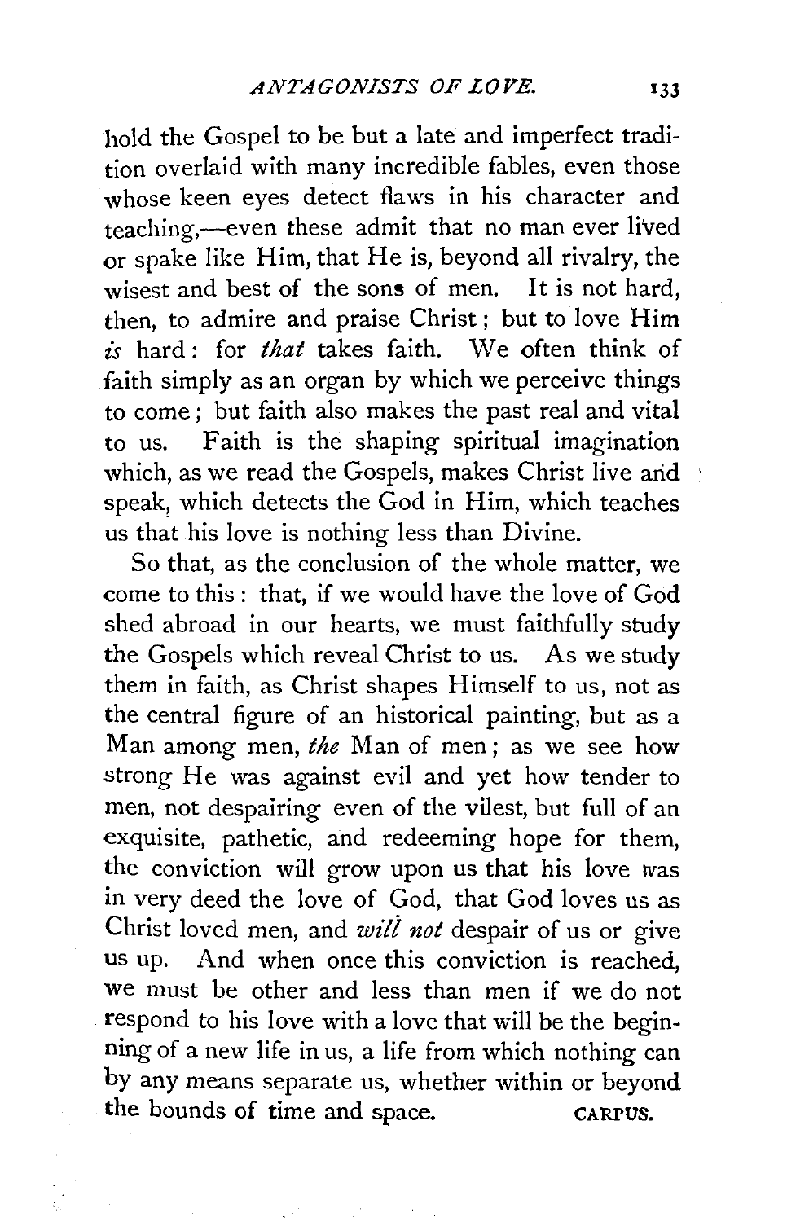hold the Gospel to be but a late and imperfect tradition overlaid with many incredible fables, even those whose keen eyes detect flaws in his character and teaching,—even these admit that no man ever lived or spake like Him, that He is, beyond all rivalry, the wisest and best of the sons of men. It is not hard, then, to admire and praise Christ; but to love Him *is* hard: for *that* takes faith. We often think of faith simply as an organ by which we perceive things to come; but faith also makes the past real and vital to us. Faith is the shaping spiritual imagination which, as we read the Gospels, makes Christ live and speak, which detects the God in Him, which teaches us that his love is nothing less than Divine.

So that, as the conclusion of the whole matter, we come to this: that, if we would have the love of God shed abroad in our hearts, we must faithfully study the Gospels which reveal Christ to us. As we study them in faith, as Christ shapes Himself to us, not as the central figure of an historical painting, but as a Man among men, *the* Man of men; as we see how strong He was against evil and yet how tender to men, not despairing even of the vilest, but full of an exquisite, pathetic, and redeeming hope for them, the conviction will grow upon us that his love was in very deed the love of God, that God loves us as Christ loved men, and *will not* despair of us or give us up. And when once this conviction is reached, we must be other and less than men if we do not respond to his love with a love that will be the beginning of a new life in us, a life from which nothing can by any means separate us, whether within or beyond the bounds of time and space.

CARPUS.